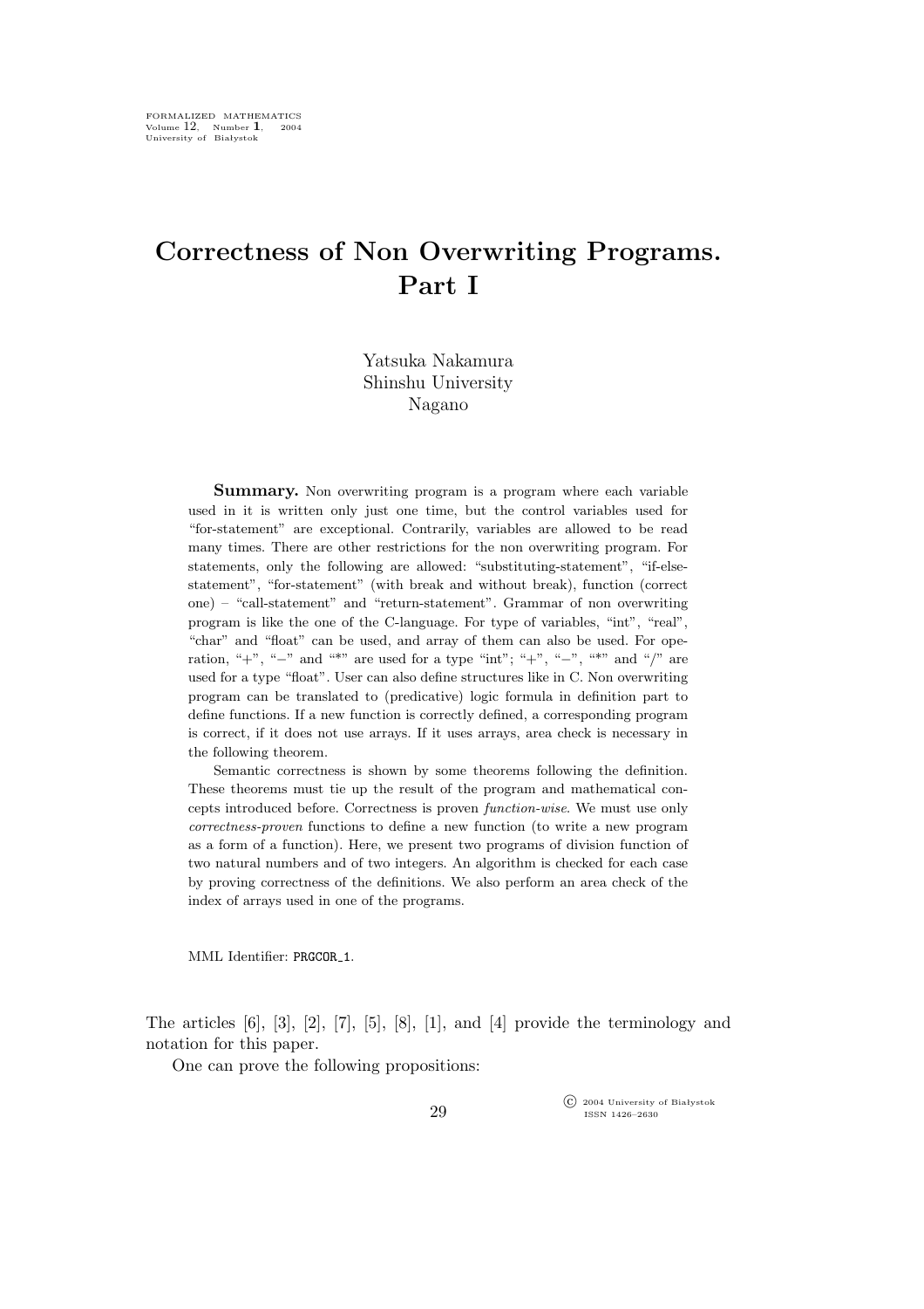# Correctness of Non Overwriting Programs. Part I

Yatsuka Nakamura
Shinshu University
Nagano

**Summary.** Non overwriting program is a program where each variable used in it is written only just one time, but the control variables used for "for-statement" are exceptional. Contrarily, variables are allowed to be read many times. There are other restrictions for the non overwriting program. For statements, only the following are allowed: "substituting-statement", "if-else-statement", "for-statement" (with break and without break), function (correct one) – "call-statement" and "return-statement". Grammar of non overwriting program is like the one of the C-language. For type of variables, "int", "real", "char" and "float" can be used, and array of them can also be used. For operation, "+", "−" and "*" are used for a type "int"; "+", "−", "*" and "/" are used for a type "float". User can also define structures like in C. Non overwriting program can be translated to (predicative) logic formula in definition part to define functions. If a new function is correctly defined, a corresponding program is correct, if it does not use arrays. If it uses arrays, area check is necessary in the following theorem.

Semantic correctness is shown by some theorems following the definition. These theorems must tie up the result of the program and mathematical concepts introduced before. Correctness is proven *function-wise*. We must use only *correctness-proven* functions to define a new function (to write a new program as a form of a function). Here, we present two programs of division function of two natural numbers and of two integers. An algorithm is checked for each case by proving correctness of the definitions. We also perform an area check of the index of arrays used in one of the programs.

MML Identifier: PRGCOR_1.

The articles [6], [3], [2], [7], [5], [8], [1], and [4] provide the terminology and notation for this paper.

One can prove the following propositions: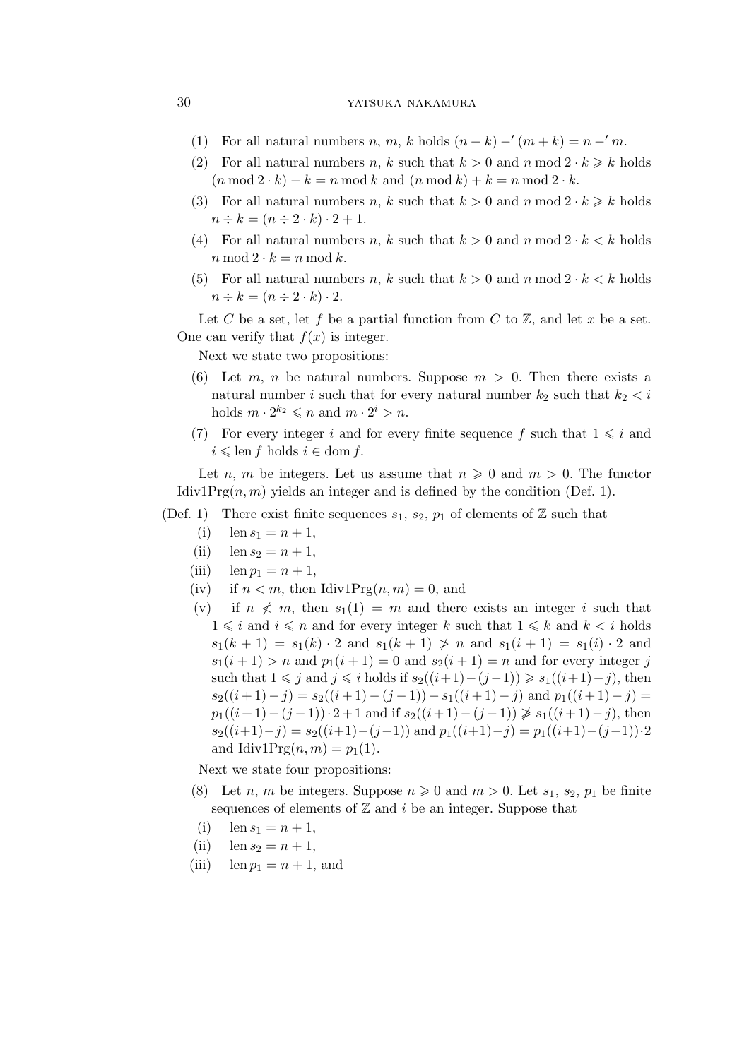(1) For all natural numbers $n$, $m$, $k$ holds $(n + k) -' (m + k) = n -' m$.

(2) For all natural numbers $n$, $k$ such that $k > 0$ and $n \bmod 2 \cdot k \geqslant k$ holds $(n \bmod 2 \cdot k) - k = n \bmod k$ and $(n \bmod k) + k = n \bmod 2 \cdot k$.

(3) For all natural numbers $n$, $k$ such that $k > 0$ and $n \bmod 2 \cdot k \geqslant k$ holds $n \div k = (n \div 2 \cdot k) \cdot 2 + 1$.

(4) For all natural numbers $n$, $k$ such that $k > 0$ and $n \bmod 2 \cdot k < k$ holds $n \bmod 2 \cdot k = n \bmod k$.

(5) For all natural numbers $n$, $k$ such that $k > 0$ and $n \bmod 2 \cdot k < k$ holds $n \div k = (n \div 2 \cdot k) \cdot 2$.

Let $C$ be a set, let $f$ be a partial function from $C$ to $\mathbb{Z}$, and let $x$ be a set. One can verify that $f(x)$ is integer.

Next we state two propositions:

(6) Let $m$, $n$ be natural numbers. Suppose $m > 0$. Then there exists a natural number $i$ such that for every natural number $k_2$ such that $k_2 < i$ holds $m \cdot 2^{k_2} \leqslant n$ and $m \cdot 2^i > n$.

(7) For every integer $i$ and for every finite sequence $f$ such that $1 \leqslant i$ and $i \leqslant \operatorname{len} f$ holds $i \in \operatorname{dom} f$.

Let $n$, $m$ be integers. Let us assume that $n \geqslant 0$ and $m > 0$. The functor $\operatorname{Idiv1Prg}(n, m)$ yields an integer and is defined by the condition (Def. 1).

(Def. 1) There exist finite sequences $s_1$, $s_2$, $p_1$ of elements of $\mathbb{Z}$ such that

(i) $\operatorname{len} s_1 = n + 1$,

(ii) $\operatorname{len} s_2 = n + 1$,

(iii) $\operatorname{len} p_1 = n + 1$,

(iv) if $n < m$, then $\operatorname{Idiv1Prg}(n, m) = 0$, and

(v) if $n \not< m$, then $s_1(1) = m$ and there exists an integer $i$ such that $1 \leqslant i$ and $i \leqslant n$ and for every integer $k$ such that $1 \leqslant k$ and $k < i$ holds $s_1(k + 1) = s_1(k) \cdot 2$ and $s_1(k + 1) \not> n$ and $s_1(i + 1) = s_1(i) \cdot 2$ and $s_1(i + 1) > n$ and $p_1(i + 1) = 0$ and $s_2(i + 1) = n$ and for every integer $j$ such that $1 \leqslant j$ and $j \leqslant i$ holds if $s_2((i+1)-(j-1)) \geqslant s_1((i+1)-j)$, then $s_2((i+1)-j) = s_2((i+1)-(j-1)) - s_1((i+1)-j)$ and $p_1((i+1)-j) = p_1((i+1)-(j-1)) \cdot 2 + 1$ and if $s_2((i+1)-(j-1)) \not\geqslant s_1((i+1)-j)$, then $s_2((i+1)-j) = s_2((i+1)-(j-1))$ and $p_1((i+1)-j) = p_1((i+1)-(j-1)) \cdot 2$ and $\operatorname{Idiv1Prg}(n, m) = p_1(1)$.

Next we state four propositions:

(8) Let $n$, $m$ be integers. Suppose $n \geqslant 0$ and $m > 0$. Let $s_1$, $s_2$, $p_1$ be finite sequences of elements of $\mathbb{Z}$ and $i$ be an integer. Suppose that

(i) $\operatorname{len} s_1 = n + 1$,

(ii) $\operatorname{len} s_2 = n + 1$,

(iii) $\operatorname{len} p_1 = n + 1$, and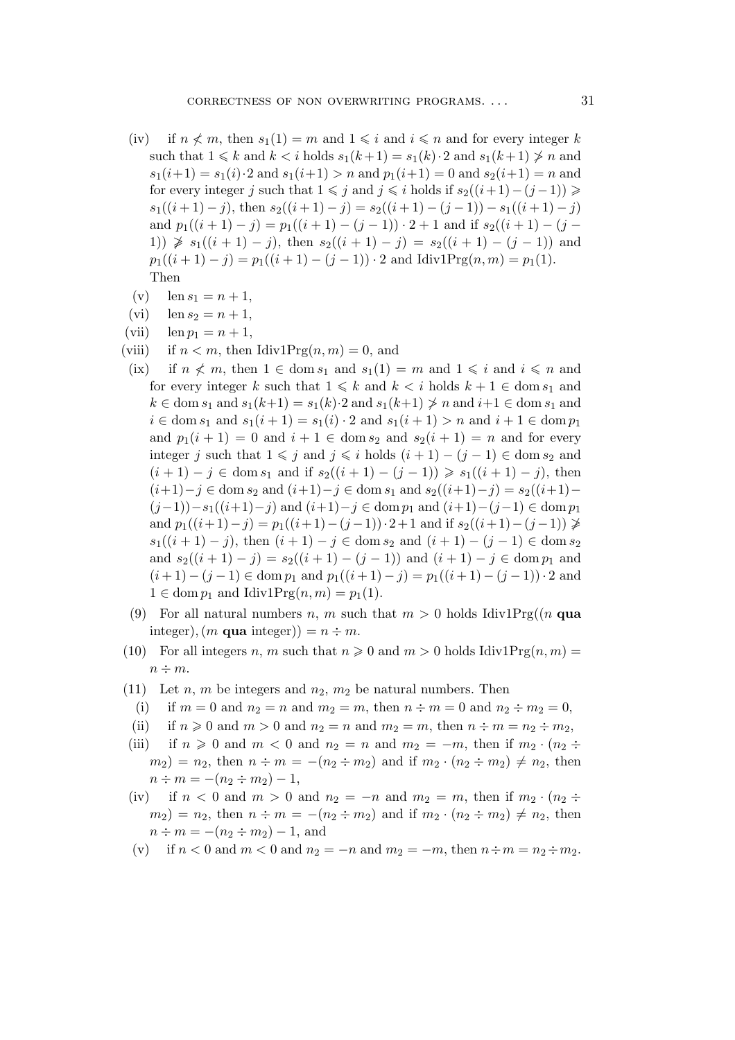(iv) if $n \not< m$, then $s_1(1) = m$ and $1 \leqslant i$ and $i \leqslant n$ and for every integer $k$ such that $1 \leqslant k$ and $k < i$ holds $s_1(k+1) = s_1(k) \cdot 2$ and $s_1(k+1) \not> n$ and $s_1(i+1) = s_1(i) \cdot 2$ and $s_1(i+1) > n$ and $p_1(i+1) = 0$ and $s_2(i+1) = n$ and for every integer $j$ such that $1 \leqslant j$ and $j \leqslant i$ holds if $s_2((i+1)-(j-1)) \geqslant s_1((i+1)-j)$, then $s_2((i+1)-j) = s_2((i+1)-(j-1)) - s_1((i+1)-j)$ and $p_1((i+1)-j) = p_1((i+1)-(j-1)) \cdot 2 + 1$ and if $s_2((i+1)-(j-1)) \not\geqslant s_1((i+1)-j)$, then $s_2((i+1)-j) = s_2((i+1)-(j-1))$ and $p_1((i+1)-j) = p_1((i+1)-(j-1)) \cdot 2$ and $\mathrm{Idiv1Prg}(n, m) = p_1(1)$.

Then

(v) $\operatorname{len} s_1 = n + 1$,

(vi) $\operatorname{len} s_2 = n + 1$,

(vii) $\operatorname{len} p_1 = n + 1$,

(viii) if $n < m$, then $\mathrm{Idiv1Prg}(n, m) = 0$, and

(ix) if $n \not< m$, then $1 \in \operatorname{dom} s_1$ and $s_1(1) = m$ and $1 \leqslant i$ and $i \leqslant n$ and for every integer $k$ such that $1 \leqslant k$ and $k < i$ holds $k+1 \in \operatorname{dom} s_1$ and $k \in \operatorname{dom} s_1$ and $s_1(k+1) = s_1(k) \cdot 2$ and $s_1(k+1) \not> n$ and $i+1 \in \operatorname{dom} s_1$ and $i \in \operatorname{dom} s_1$ and $s_1(i+1) = s_1(i) \cdot 2$ and $s_1(i+1) > n$ and $i+1 \in \operatorname{dom} p_1$ and $p_1(i+1) = 0$ and $i+1 \in \operatorname{dom} s_2$ and $s_2(i+1) = n$ and for every integer $j$ such that $1 \leqslant j$ and $j \leqslant i$ holds $(i+1)-(j-1) \in \operatorname{dom} s_2$ and $(i+1)-j \in \operatorname{dom} s_1$ and if $s_2((i+1)-(j-1)) \geqslant s_1((i+1)-j)$, then $(i+1)-j \in \operatorname{dom} s_1$ and $s_2((i+1)-j) = s_2((i+1)-(j-1)) - s_1((i+1)-j)$ and $(i+1)-j \in \operatorname{dom} p_1$ and $(i+1)-(j-1) \in \operatorname{dom} p_1$ and $p_1((i+1)-j) = p_1((i+1)-(j-1)) \cdot 2 + 1$ and if $s_2((i+1)-(j-1)) \not\geqslant s_1((i+1)-j)$, then $(i+1)-j \in \operatorname{dom} s_2$ and $(i+1)-(j-1) \in \operatorname{dom} s_2$ and $s_2((i+1)-j) = s_2((i+1)-(j-1))$ and $(i+1)-j \in \operatorname{dom} p_1$ and $(i+1)-(j-1) \in \operatorname{dom} p_1$ and $p_1((i+1)-j) = p_1((i+1)-(j-1)) \cdot 2$ and $1 \in \operatorname{dom} p_1$ and $\mathrm{Idiv1Prg}(n, m) = p_1(1)$.

(9) For all natural numbers $n$, $m$ such that $m > 0$ holds $\mathrm{Idiv1Prg}((n$ **qua** integer$), (m$ **qua** integer$)) = n \div m$.

(10) For all integers $n$, $m$ such that $n \geqslant 0$ and $m > 0$ holds $\mathrm{Idiv1Prg}(n, m) = n \div m$.

(11) Let $n$, $m$ be integers and $n_2$, $m_2$ be natural numbers. Then

(i) if $m = 0$ and $n_2 = n$ and $m_2 = m$, then $n \div m = 0$ and $n_2 \div m_2 = 0$,

(ii) if $n \geqslant 0$ and $m > 0$ and $n_2 = n$ and $m_2 = m$, then $n \div m = n_2 \div m_2$,

(iii) if $n \geqslant 0$ and $m < 0$ and $n_2 = n$ and $m_2 = -m$, then if $m_2 \cdot (n_2 \div m_2) = n_2$, then $n \div m = -(n_2 \div m_2)$ and if $m_2 \cdot (n_2 \div m_2) \neq n_2$, then $n \div m = -(n_2 \div m_2) - 1$,

(iv) if $n < 0$ and $m > 0$ and $n_2 = -n$ and $m_2 = m$, then if $m_2 \cdot (n_2 \div m_2) = n_2$, then $n \div m = -(n_2 \div m_2)$ and if $m_2 \cdot (n_2 \div m_2) \neq n_2$, then $n \div m = -(n_2 \div m_2) - 1$, and

(v) if $n < 0$ and $m < 0$ and $n_2 = -n$ and $m_2 = -m$, then $n \div m = n_2 \div m_2$.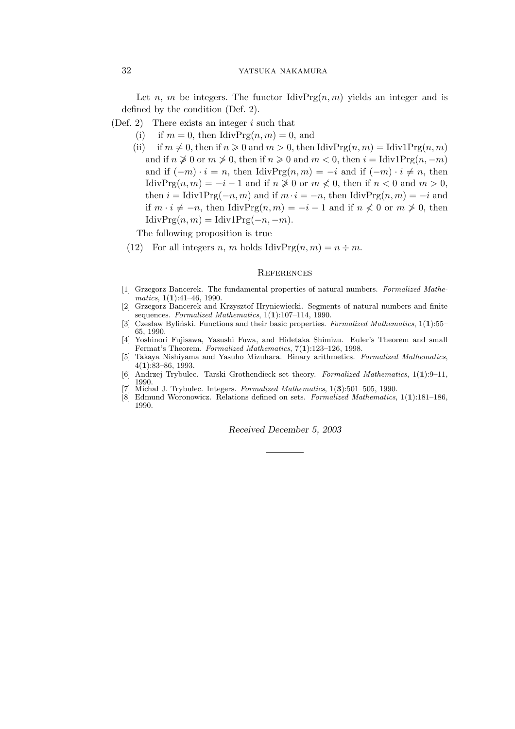Let $n$, $m$ be integers. The functor $\mathrm{IdivPrg}(n, m)$ yields an integer and is defined by the condition (Def. 2).

(Def. 2) There exists an integer $i$ such that

- (i) if $m = 0$, then $\mathrm{IdivPrg}(n, m) = 0$, and
- (ii) if $m \neq 0$, then if $n \geqslant 0$ and $m > 0$, then $\mathrm{IdivPrg}(n, m) = \mathrm{Idiv1Prg}(n, m)$ and if $n \not\geqslant 0$ or $m \not> 0$, then if $n \geqslant 0$ and $m < 0$, then $i = \mathrm{Idiv1Prg}(n, -m)$ and if $(-m) \cdot i = n$, then $\mathrm{IdivPrg}(n, m) = -i$ and if $(-m) \cdot i \neq n$, then $\mathrm{IdivPrg}(n, m) = -i - 1$ and if $n \not\geqslant 0$ or $m \not< 0$, then if $n < 0$ and $m > 0$, then $i = \mathrm{Idiv1Prg}(-n, m)$ and if $m \cdot i = -n$, then $\mathrm{IdivPrg}(n, m) = -i$ and if $m \cdot i \neq -n$, then $\mathrm{IdivPrg}(n, m) = -i - 1$ and if $n \not< 0$ or $m \not> 0$, then $\mathrm{IdivPrg}(n, m) = \mathrm{Idiv1Prg}(-n, -m)$.

The following proposition is true

(12) For all integers $n$, $m$ holds $\mathrm{IdivPrg}(n, m) = n \div m$.

## References

[1] Grzegorz Bancerek. The fundamental properties of natural numbers. *Formalized Mathematics*, 1(**1**):41–46, 1990.

[2] Grzegorz Bancerek and Krzysztof Hryniewiecki. Segments of natural numbers and finite sequences. *Formalized Mathematics*, 1(**1**):107–114, 1990.

[3] Czesław Byliński. Functions and their basic properties. *Formalized Mathematics*, 1(**1**):55–65, 1990.

[4] Yoshinori Fujisawa, Yasushi Fuwa, and Hidetaka Shimizu. Euler's Theorem and small Fermat's Theorem. *Formalized Mathematics*, 7(**1**):123–126, 1998.

[5] Takaya Nishiyama and Yasuho Mizuhara. Binary arithmetics. *Formalized Mathematics*, 4(**1**):83–86, 1993.

[6] Andrzej Trybulec. Tarski Grothendieck set theory. *Formalized Mathematics*, 1(**1**):9–11, 1990.

[7] Michał J. Trybulec. Integers. *Formalized Mathematics*, 1(**3**):501–505, 1990.

[8] Edmund Woronowicz. Relations defined on sets. *Formalized Mathematics*, 1(**1**):181–186, 1990.

*Received December 5, 2003*